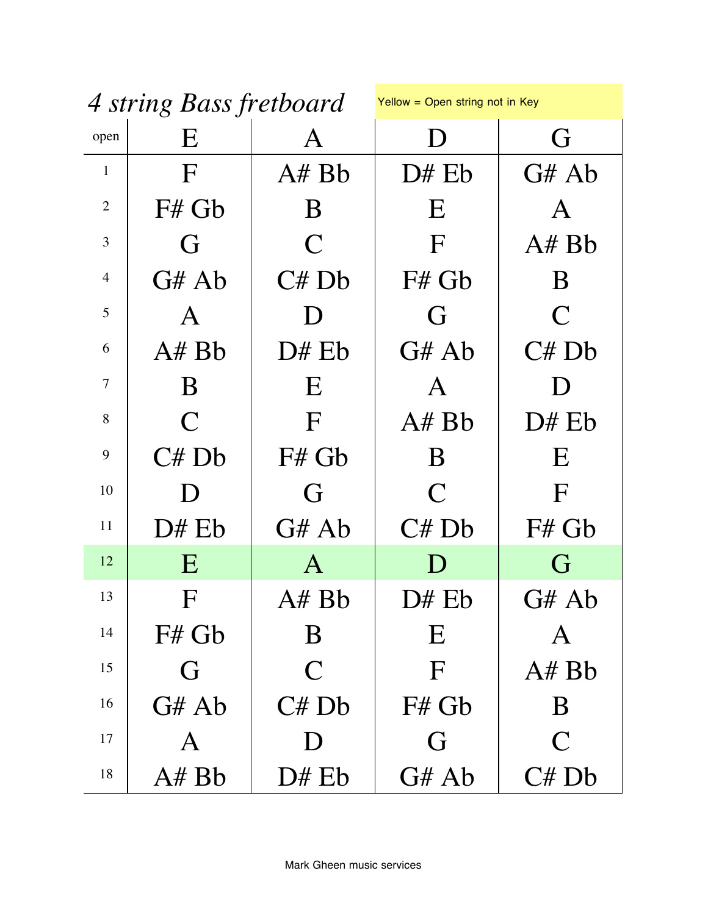# *4 string Bass fretboard*

Yellow = Open string not in Key

| open | E | A | D | G |
|---|---|---|---|---|
| 1 | F | A# Bb | D# Eb | G# Ab |
| 2 | F# Gb | B | E | A |
| 3 | G | C | F | A# Bb |
| 4 | G# Ab | C# Db | F# Gb | B |
| 5 | A | D | G | C |
| 6 | A# Bb | D# Eb | G# Ab | C# Db |
| 7 | B | E | A | D |
| 8 | C | F | A# Bb | D# Eb |
| 9 | C# Db | F# Gb | B | E |
| 10 | D | G | C | F |
| 11 | D# Eb | G# Ab | C# Db | F# Gb |
| 12 | E | A | D | G |
| 13 | F | A# Bb | D# Eb | G# Ab |
| 14 | F# Gb | B | E | A |
| 15 | G | C | F | A# Bb |
| 16 | G# Ab | C# Db | F# Gb | B |
| 17 | A | D | G | C |
| 18 | A# Bb | D# Eb | G# Ab | C# Db |

Mark Gheen music services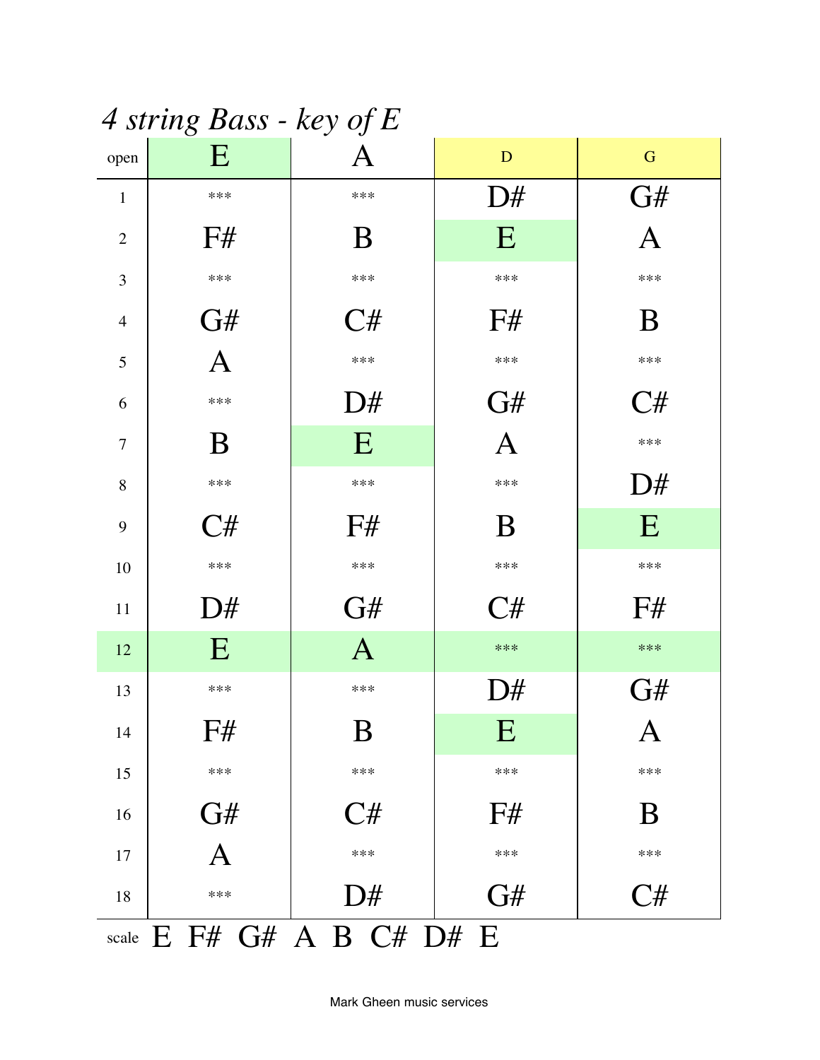# *4 string Bass - key of E*

| open | E | A | D | G |
|---|---|---|---|---|
| 1 | *** | *** | D# | G# |
| 2 | F# | B | E | A |
| 3 | *** | *** | *** | *** |
| 4 | G# | C# | F# | B |
| 5 | A | *** | *** | *** |
| 6 | *** | D# | G# | C# |
| 7 | B | E | A | *** |
| 8 | *** | *** | *** | D# |
| 9 | C# | F# | B | E |
| 10 | *** | *** | *** | *** |
| 11 | D# | G# | C# | F# |
| 12 | E | A | *** | *** |
| 13 | *** | *** | D# | G# |
| 14 | F# | B | E | A |
| 15 | *** | *** | *** | *** |
| 16 | G# | C# | F# | B |
| 17 | A | *** | *** | *** |
| 18 | *** | D# | G# | C# |

scale E F# G# A B C# D# E

Mark Gheen music services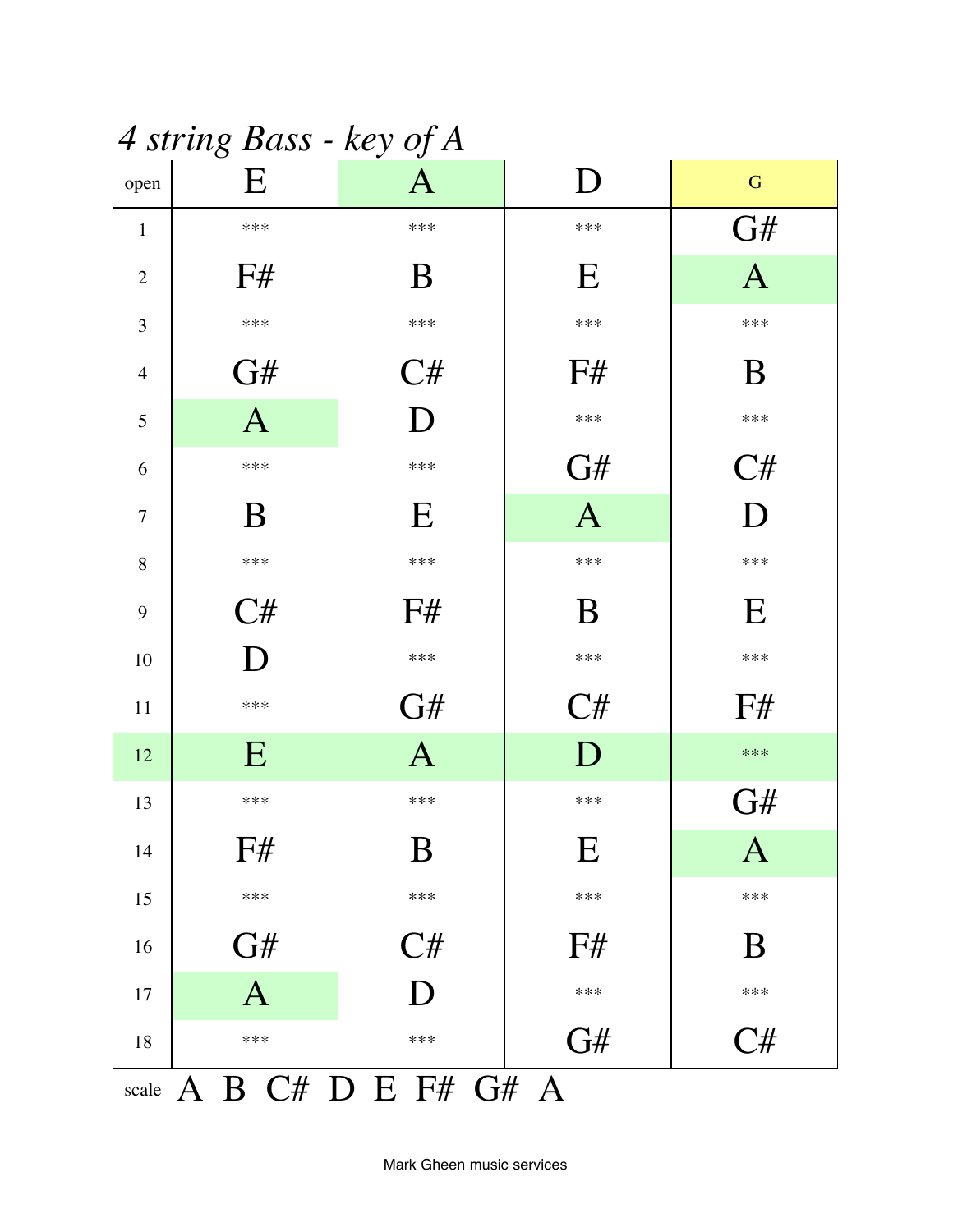# *4 string Bass - key of A*

| open | E | A | D | G |
|---|---|---|---|---|
| 1 | *** | *** | *** | G# |
| 2 | F# | B | E | A |
| 3 | *** | *** | *** | *** |
| 4 | G# | C# | F# | B |
| 5 | A | D | *** | *** |
| 6 | *** | *** | G# | C# |
| 7 | B | E | A | D |
| 8 | *** | *** | *** | *** |
| 9 | C# | F# | B | E |
| 10 | D | *** | *** | *** |
| 11 | *** | G# | C# | F# |
| 12 | E | A | D | *** |
| 13 | *** | *** | *** | G# |
| 14 | F# | B | E | A |
| 15 | *** | *** | *** | *** |
| 16 | G# | C# | F# | B |
| 17 | A | D | *** | *** |
| 18 | *** | *** | G# | C# |

scale A B C# D E F# G# A

Mark Gheen music services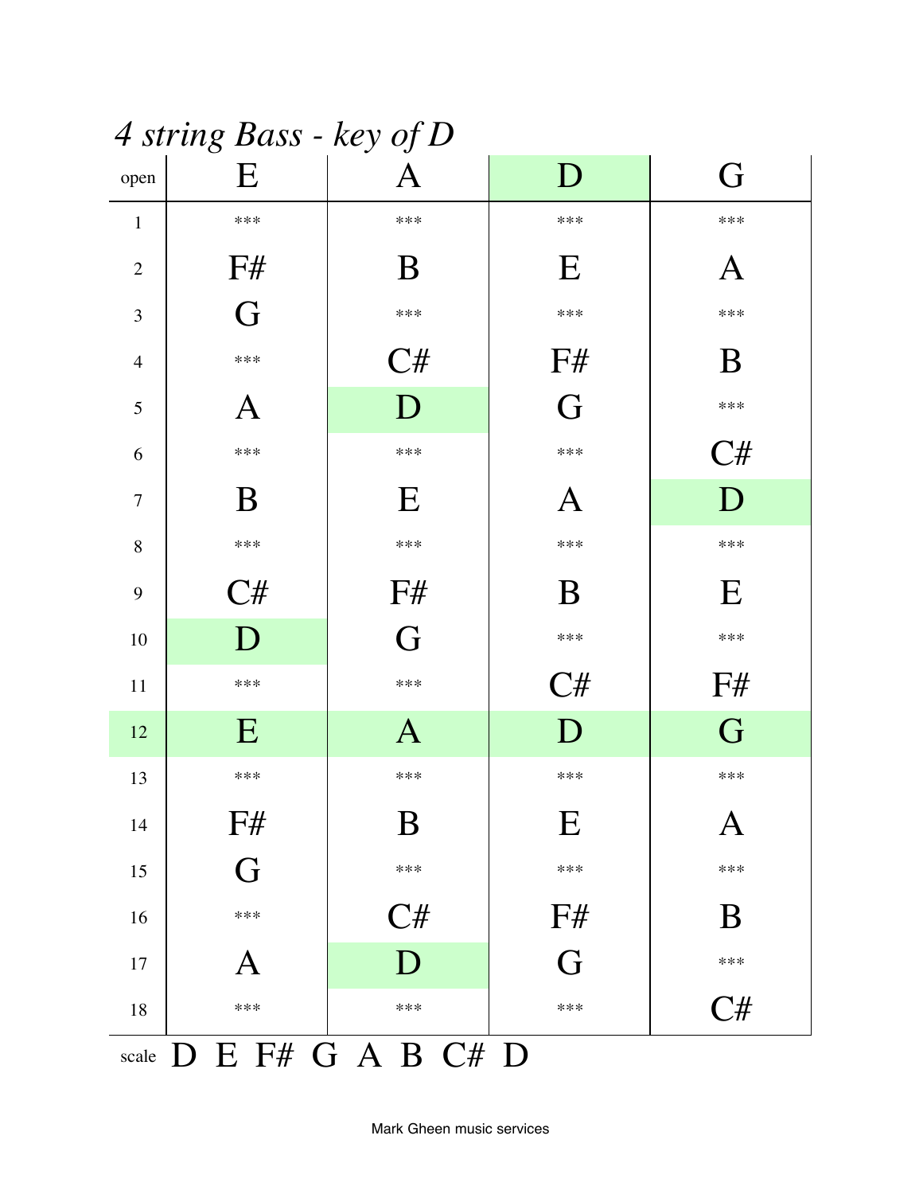## *4 string Bass - key of D*

| open | E | A | D | G |
|---|---|---|---|---|
| 1 | *** | *** | *** | *** |
| 2 | F# | B | E | A |
| 3 | G | *** | *** | *** |
| 4 | *** | C# | F# | B |
| 5 | A | D | G | *** |
| 6 | *** | *** | *** | C# |
| 7 | B | E | A | D |
| 8 | *** | *** | *** | *** |
| 9 | C# | F# | B | E |
| 10 | D | G | *** | *** |
| 11 | *** | *** | C# | F# |
| 12 | E | A | D | G |
| 13 | *** | *** | *** | *** |
| 14 | F# | B | E | A |
| 15 | G | *** | *** | *** |
| 16 | *** | C# | F# | B |
| 17 | A | D | G | *** |
| 18 | *** | *** | *** | C# |

scale D E F# G A B C# D

Mark Gheen music services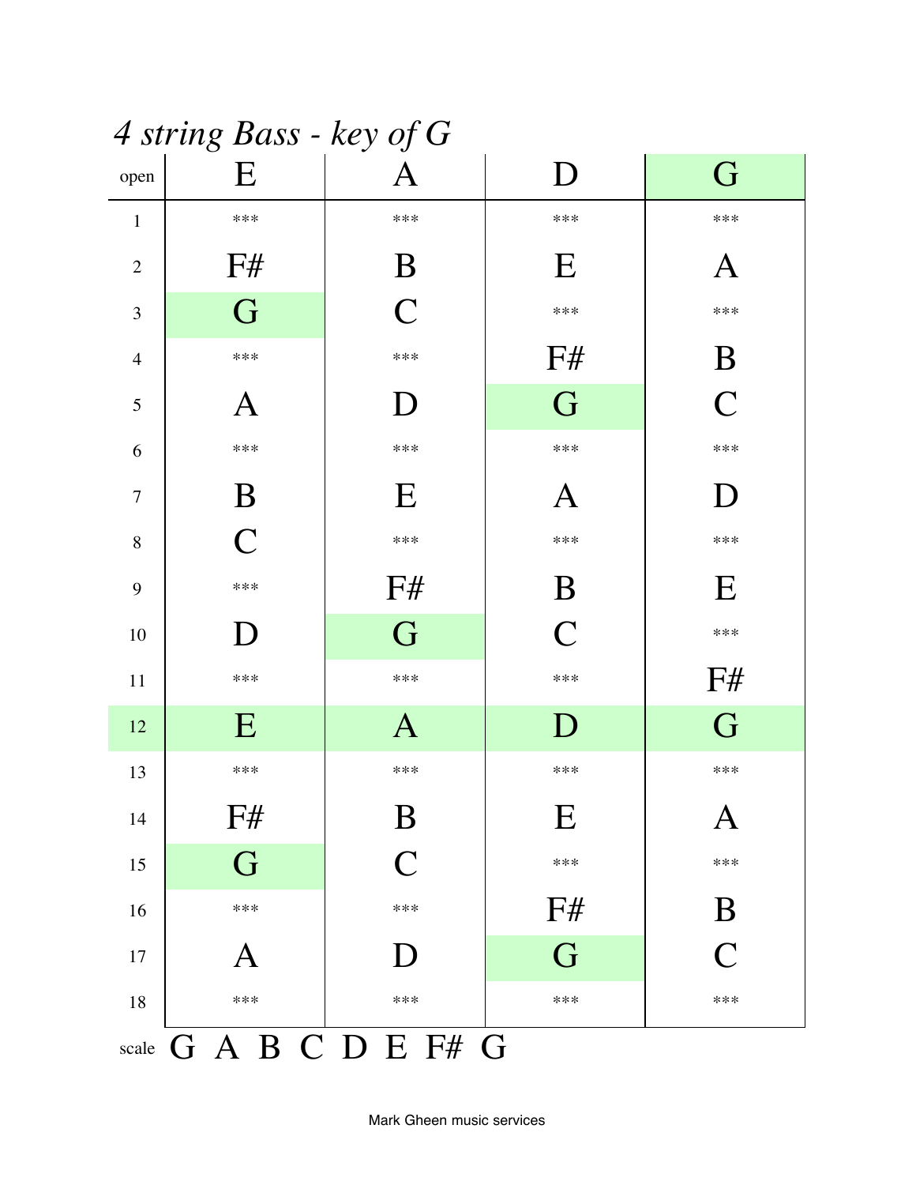# *4 string Bass - key of G*

| open | E | A | D | G |
|---|---|---|---|---|
| 1 | *** | *** | *** | *** |
| 2 | F# | B | E | A |
| 3 | G | C | *** | *** |
| 4 | *** | *** | F# | B |
| 5 | A | D | G | C |
| 6 | *** | *** | *** | *** |
| 7 | B | E | A | D |
| 8 | C | *** | *** | *** |
| 9 | *** | F# | B | E |
| 10 | D | G | C | *** |
| 11 | *** | *** | *** | F# |
| 12 | E | A | D | G |
| 13 | *** | *** | *** | *** |
| 14 | F# | B | E | A |
| 15 | G | C | *** | *** |
| 16 | *** | *** | F# | B |
| 17 | A | D | G | C |
| 18 | *** | *** | *** | *** |

scale G A B C D E F# G

Mark Gheen music services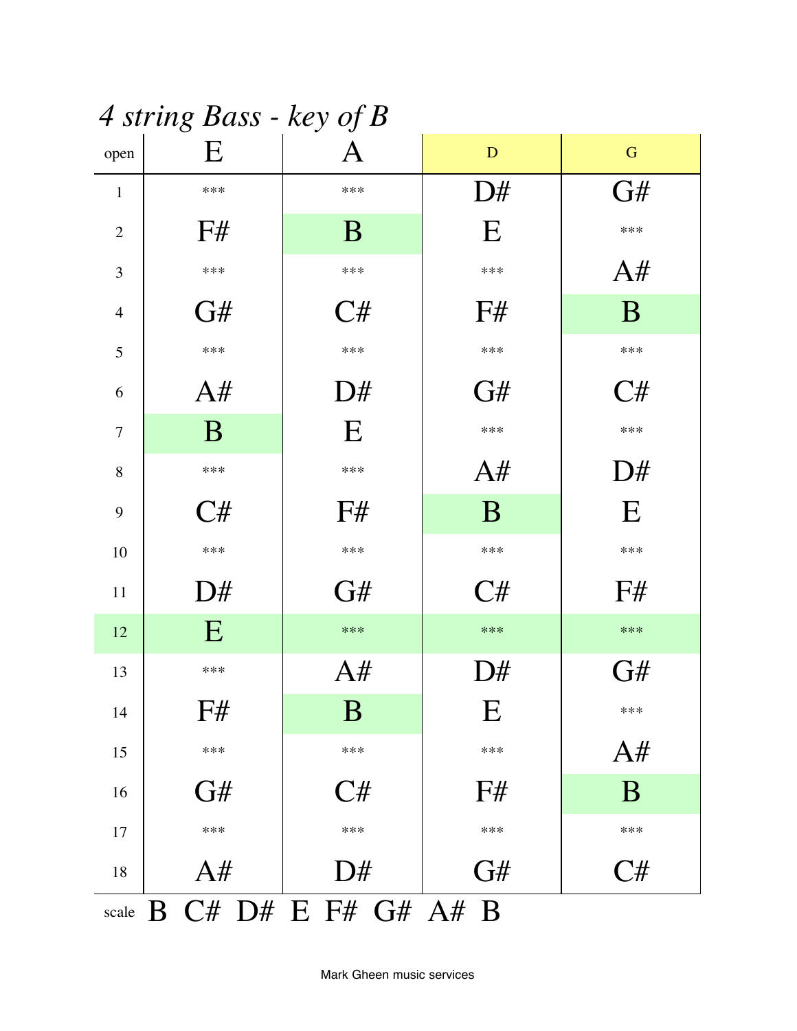# *4 string Bass - key of B*

| open | E | A | D | G |
|---|---|---|---|---|
| 1 | *** | *** | D# | G# |
| 2 | F# | B | E | *** |
| 3 | *** | *** | *** | A# |
| 4 | G# | C# | F# | B |
| 5 | *** | *** | *** | *** |
| 6 | A# | D# | G# | C# |
| 7 | B | E | *** | *** |
| 8 | *** | *** | A# | D# |
| 9 | C# | F# | B | E |
| 10 | *** | *** | *** | *** |
| 11 | D# | G# | C# | F# |
| 12 | E | *** | *** | *** |
| 13 | *** | A# | D# | G# |
| 14 | F# | B | E | *** |
| 15 | *** | *** | *** | A# |
| 16 | G# | C# | F# | B |
| 17 | *** | *** | *** | *** |
| 18 | A# | D# | G# | C# |

scale B C# D# E F# G# A# B

Mark Gheen music services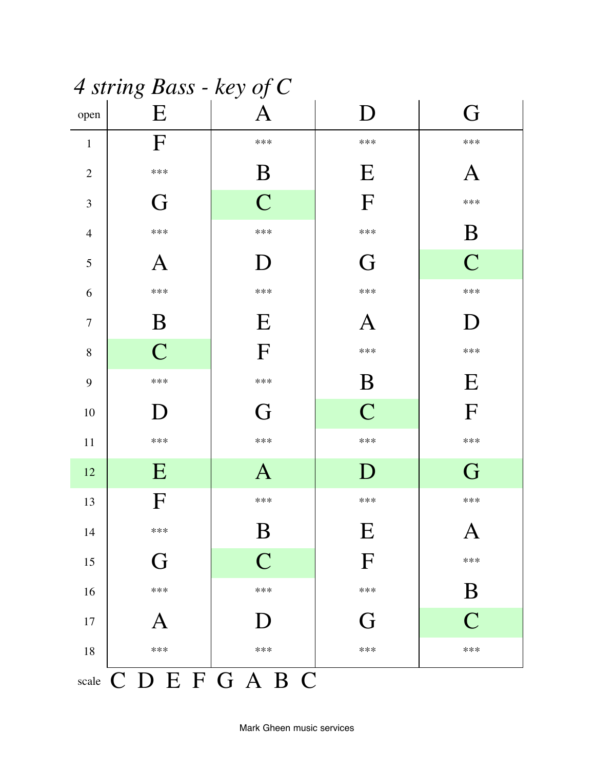*4 string Bass - key of C*

| open | E | A | D | G |
|---|---|---|---|---|
| 1 | F | *** | *** | *** |
| 2 | *** | B | E | A |
| 3 | G | C | F | *** |
| 4 | *** | *** | *** | B |
| 5 | A | D | G | C |
| 6 | *** | *** | *** | *** |
| 7 | B | E | A | D |
| 8 | C | F | *** | *** |
| 9 | *** | *** | B | E |
| 10 | D | G | C | F |
| 11 | *** | *** | *** | *** |
| 12 | E | A | D | G |
| 13 | F | *** | *** | *** |
| 14 | *** | B | E | A |
| 15 | G | C | F | *** |
| 16 | *** | *** | *** | B |
| 17 | A | D | G | C |
| 18 | *** | *** | *** | *** |

scale C D E F G A B C

Mark Gheen music services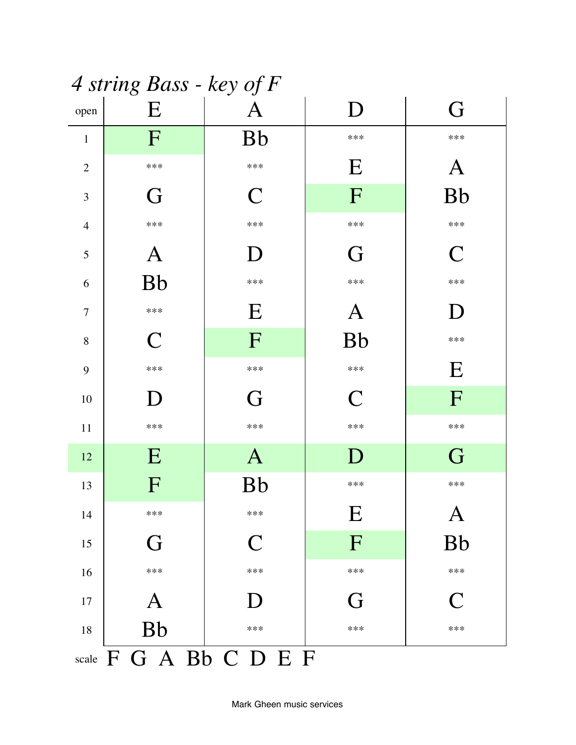# *4 string Bass - key of F*

| open | E | A | D | G |
|---|---|---|---|---|
| 1 | F | Bb | *** | *** |
| 2 | *** | *** | E | A |
| 3 | G | C | F | Bb |
| 4 | *** | *** | *** | *** |
| 5 | A | D | G | C |
| 6 | Bb | *** | *** | *** |
| 7 | *** | E | A | D |
| 8 | C | F | Bb | *** |
| 9 | *** | *** | *** | E |
| 10 | D | G | C | F |
| 11 | *** | *** | *** | *** |
| 12 | E | A | D | G |
| 13 | F | Bb | *** | *** |
| 14 | *** | *** | E | A |
| 15 | G | C | F | Bb |
| 16 | *** | *** | *** | *** |
| 17 | A | D | G | C |
| 18 | Bb | *** | *** | *** |

scale F G A Bb C D E F

Mark Gheen music services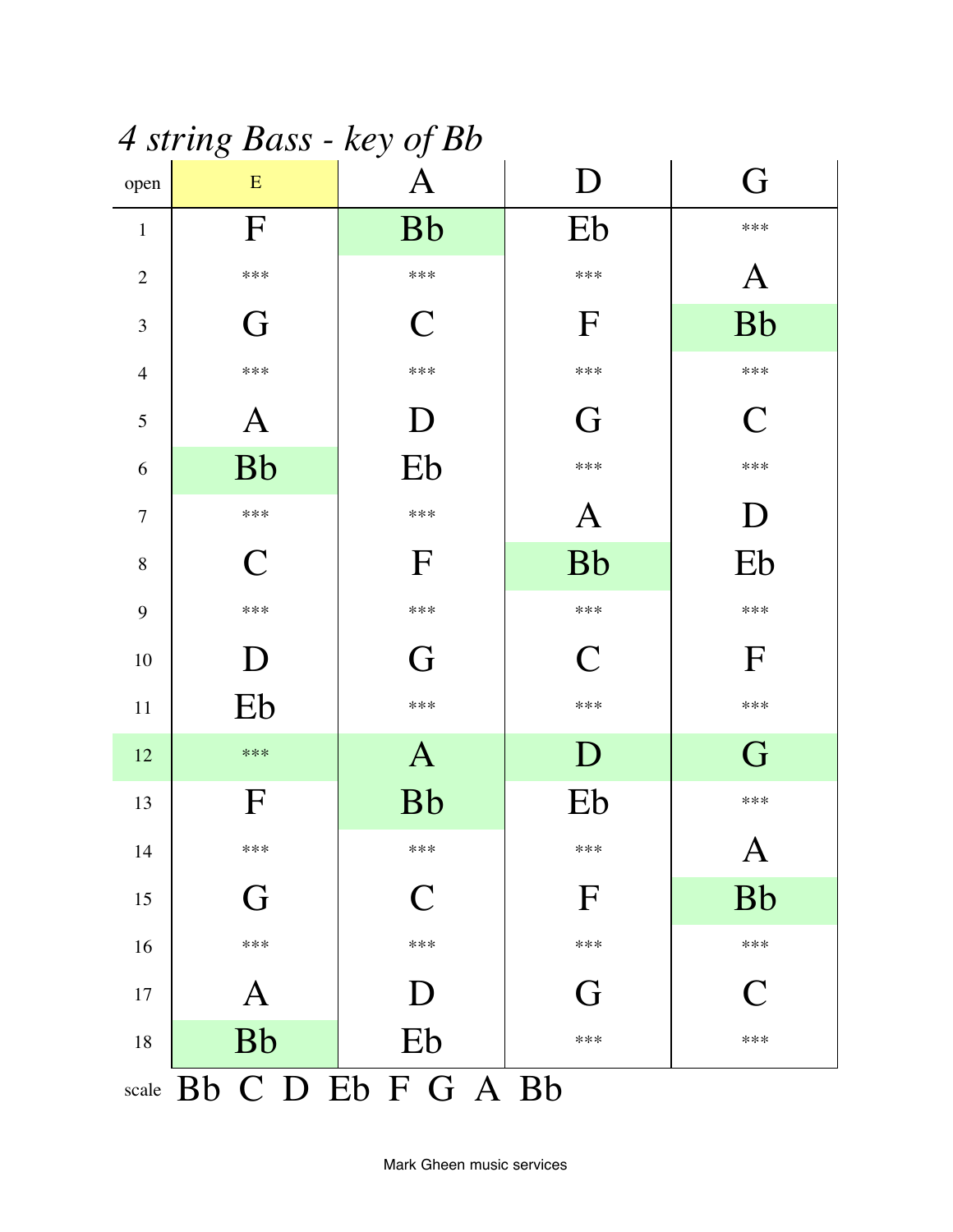# *4 string Bass - key of Bb*

| open | E | A | D | G |
|---|---|---|---|---|
| 1 | F | Bb | Eb | *** |
| 2 | *** | *** | *** | A |
| 3 | G | C | F | Bb |
| 4 | *** | *** | *** | *** |
| 5 | A | D | G | C |
| 6 | Bb | Eb | *** | *** |
| 7 | *** | *** | A | D |
| 8 | C | F | Bb | Eb |
| 9 | *** | *** | *** | *** |
| 10 | D | G | C | F |
| 11 | Eb | *** | *** | *** |
| 12 | *** | A | D | G |
| 13 | F | Bb | Eb | *** |
| 14 | *** | *** | *** | A |
| 15 | G | C | F | Bb |
| 16 | *** | *** | *** | *** |
| 17 | A | D | G | C |
| 18 | Bb | Eb | *** | *** |

scale Bb C D Eb F G A Bb

Mark Gheen music services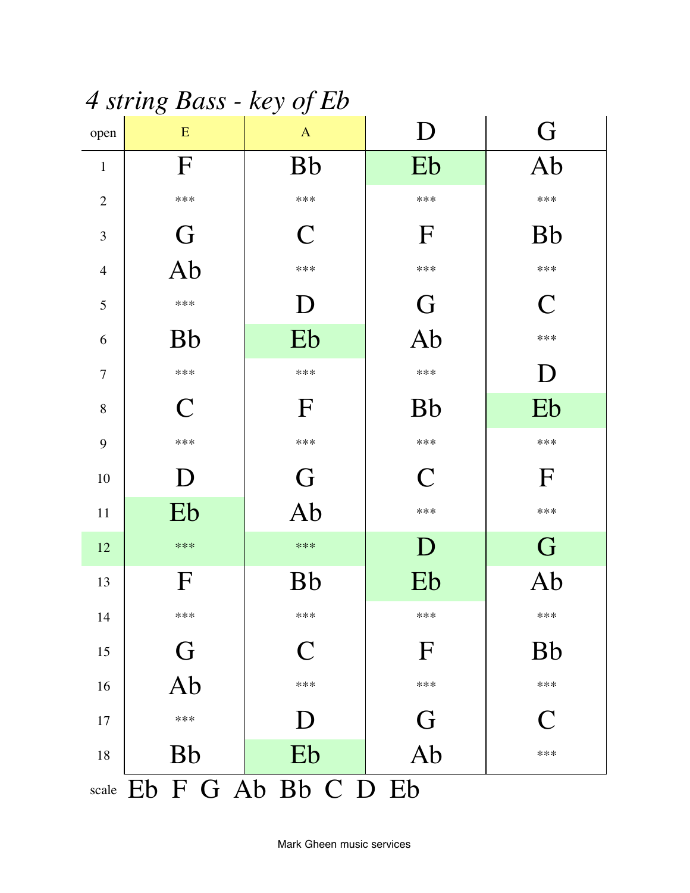# *4 string Bass - key of Eb*

| open | E | A | D | G |
|---|---|---|---|---|
| 1 | F | Bb | Eb | Ab |
| 2 | *** | *** | *** | *** |
| 3 | G | C | F | Bb |
| 4 | Ab | *** | *** | *** |
| 5 | *** | D | G | C |
| 6 | Bb | Eb | Ab | *** |
| 7 | *** | *** | *** | D |
| 8 | C | F | Bb | Eb |
| 9 | *** | *** | *** | *** |
| 10 | D | G | C | F |
| 11 | Eb | Ab | *** | *** |
| 12 | *** | *** | D | G |
| 13 | F | Bb | Eb | Ab |
| 14 | *** | *** | *** | *** |
| 15 | G | C | F | Bb |
| 16 | Ab | *** | *** | *** |
| 17 | *** | D | G | C |
| 18 | Bb | Eb | Ab | *** |

scale Eb F G Ab Bb C D Eb

Mark Gheen music services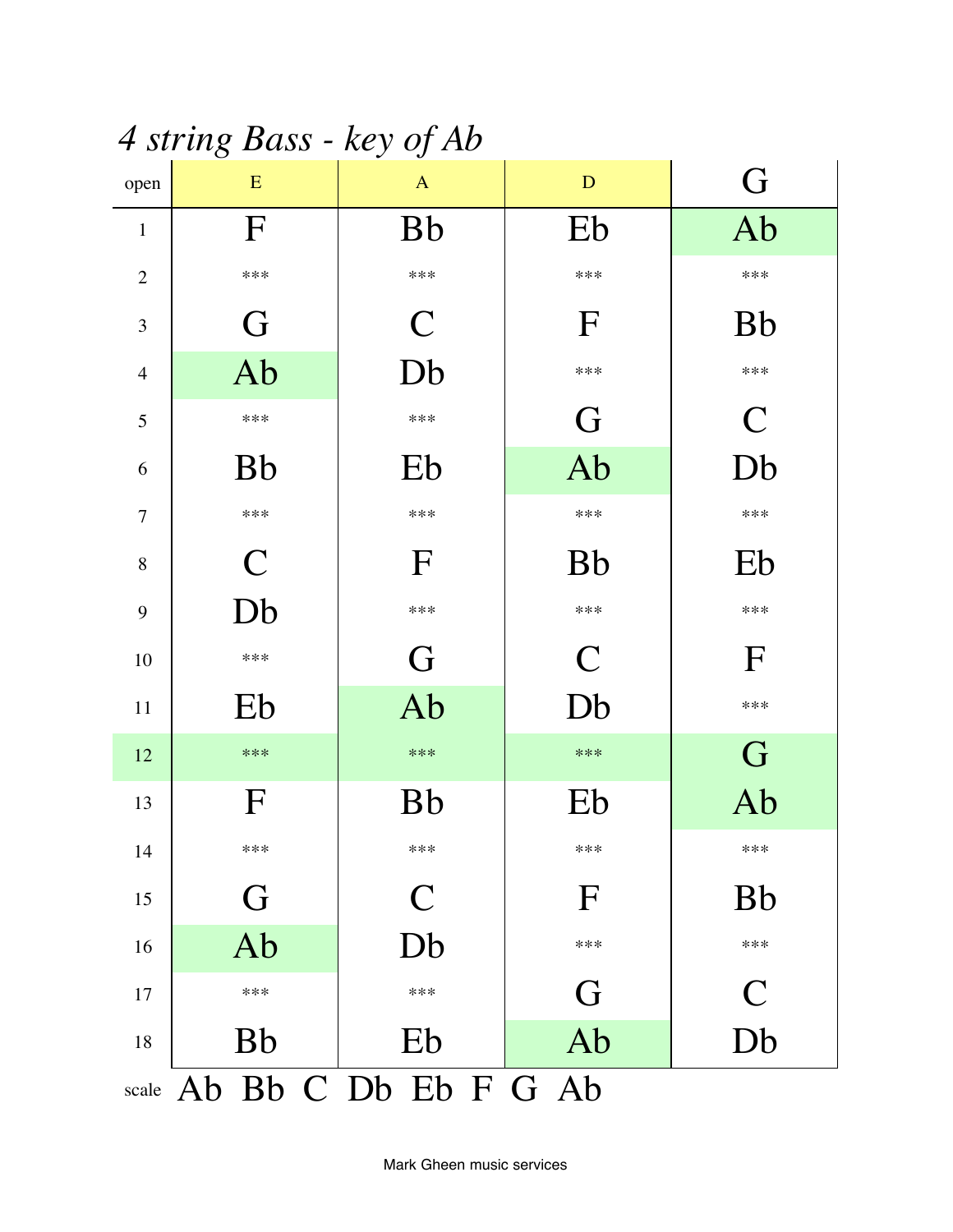# *4 string Bass - key of Ab*

| open | E | A | D | G |
|---|---|---|---|---|
| 1 | F | Bb | Eb | Ab |
| 2 | *** | *** | *** | *** |
| 3 | G | C | F | Bb |
| 4 | Ab | Db | *** | *** |
| 5 | *** | *** | G | C |
| 6 | Bb | Eb | Ab | Db |
| 7 | *** | *** | *** | *** |
| 8 | C | F | Bb | Eb |
| 9 | Db | *** | *** | *** |
| 10 | *** | G | C | F |
| 11 | Eb | Ab | Db | *** |
| 12 | *** | *** | *** | G |
| 13 | F | Bb | Eb | Ab |
| 14 | *** | *** | *** | *** |
| 15 | G | C | F | Bb |
| 16 | Ab | Db | *** | *** |
| 17 | *** | *** | G | C |
| 18 | Bb | Eb | Ab | Db |

scale Ab Bb C Db Eb F G Ab

Mark Gheen music services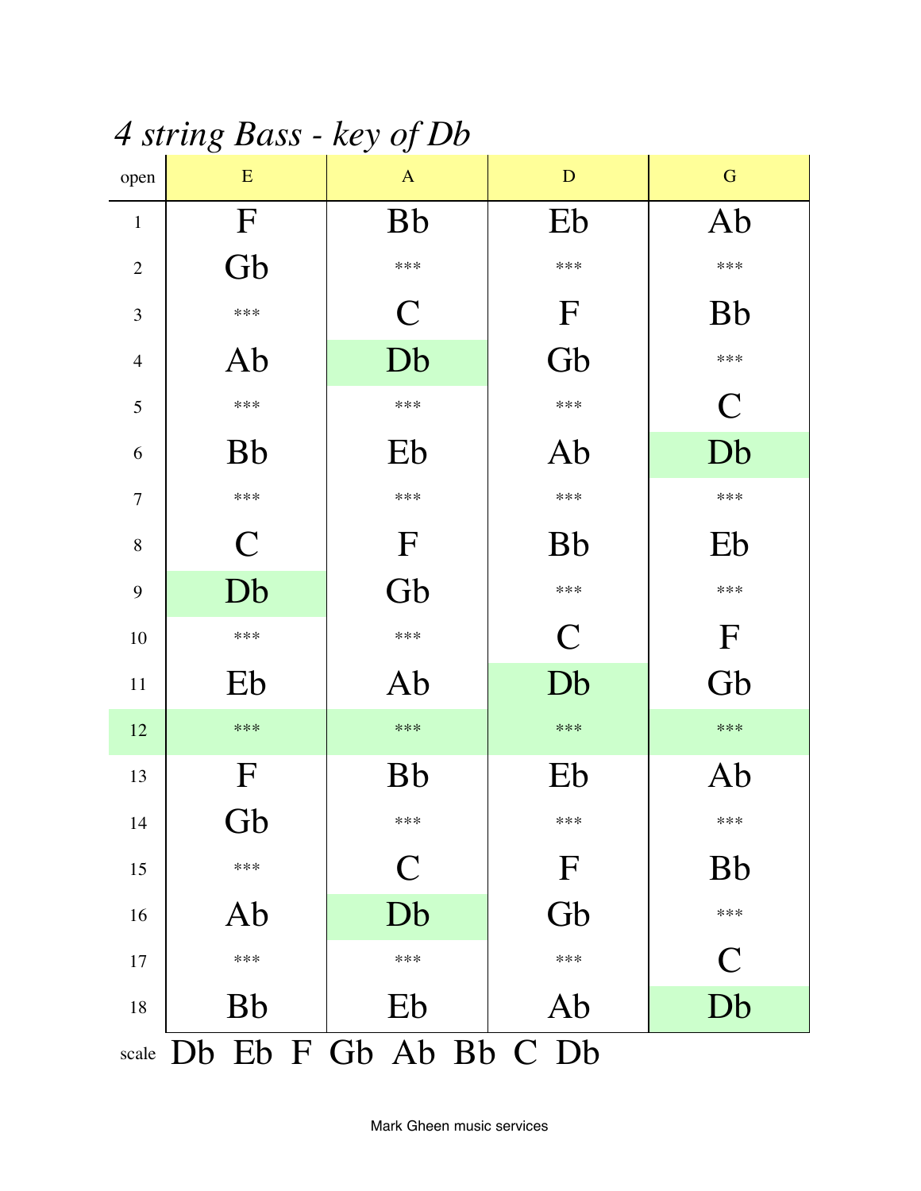# *4 string Bass - key of Db*

| open | E | A | D | G |
|---|---|---|---|---|
| 1 | F | Bb | Eb | Ab |
| 2 | Gb | *** | *** | *** |
| 3 | *** | C | F | Bb |
| 4 | Ab | Db | Gb | *** |
| 5 | *** | *** | *** | C |
| 6 | Bb | Eb | Ab | Db |
| 7 | *** | *** | *** | *** |
| 8 | C | F | Bb | Eb |
| 9 | Db | Gb | *** | *** |
| 10 | *** | *** | C | F |
| 11 | Eb | Ab | Db | Gb |
| 12 | *** | *** | *** | *** |
| 13 | F | Bb | Eb | Ab |
| 14 | Gb | *** | *** | *** |
| 15 | *** | C | F | Bb |
| 16 | Ab | Db | Gb | *** |
| 17 | *** | *** | *** | C |
| 18 | Bb | Eb | Ab | Db |

scale Db Eb F Gb Ab Bb C Db

Mark Gheen music services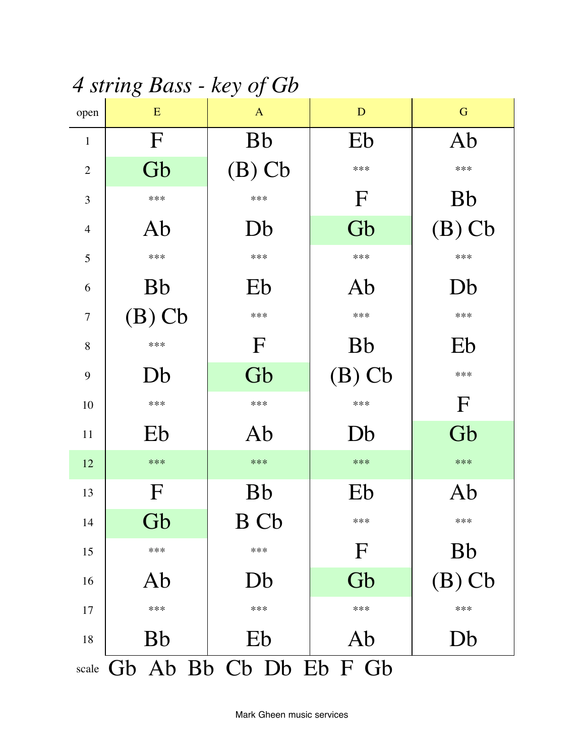# *4 string Bass - key of Gb*

| open | E | A | D | G |
|---|---|---|---|---|
| 1 | F | Bb | Eb | Ab |
| 2 | Gb | (B) Cb | *** | *** |
| 3 | *** | *** | F | Bb |
| 4 | Ab | Db | Gb | (B) Cb |
| 5 | *** | *** | *** | *** |
| 6 | Bb | Eb | Ab | Db |
| 7 | (B) Cb | *** | *** | *** |
| 8 | *** | F | Bb | Eb |
| 9 | Db | Gb | (B) Cb | *** |
| 10 | *** | *** | *** | F |
| 11 | Eb | Ab | Db | Gb |
| 12 | *** | *** | *** | *** |
| 13 | F | Bb | Eb | Ab |
| 14 | Gb | B Cb | *** | *** |
| 15 | *** | *** | F | Bb |
| 16 | Ab | Db | Gb | (B) Cb |
| 17 | *** | *** | *** | *** |
| 18 | Bb | Eb | Ab | Db |

scale Gb Ab Bb Cb Db Eb F Gb

Mark Gheen music services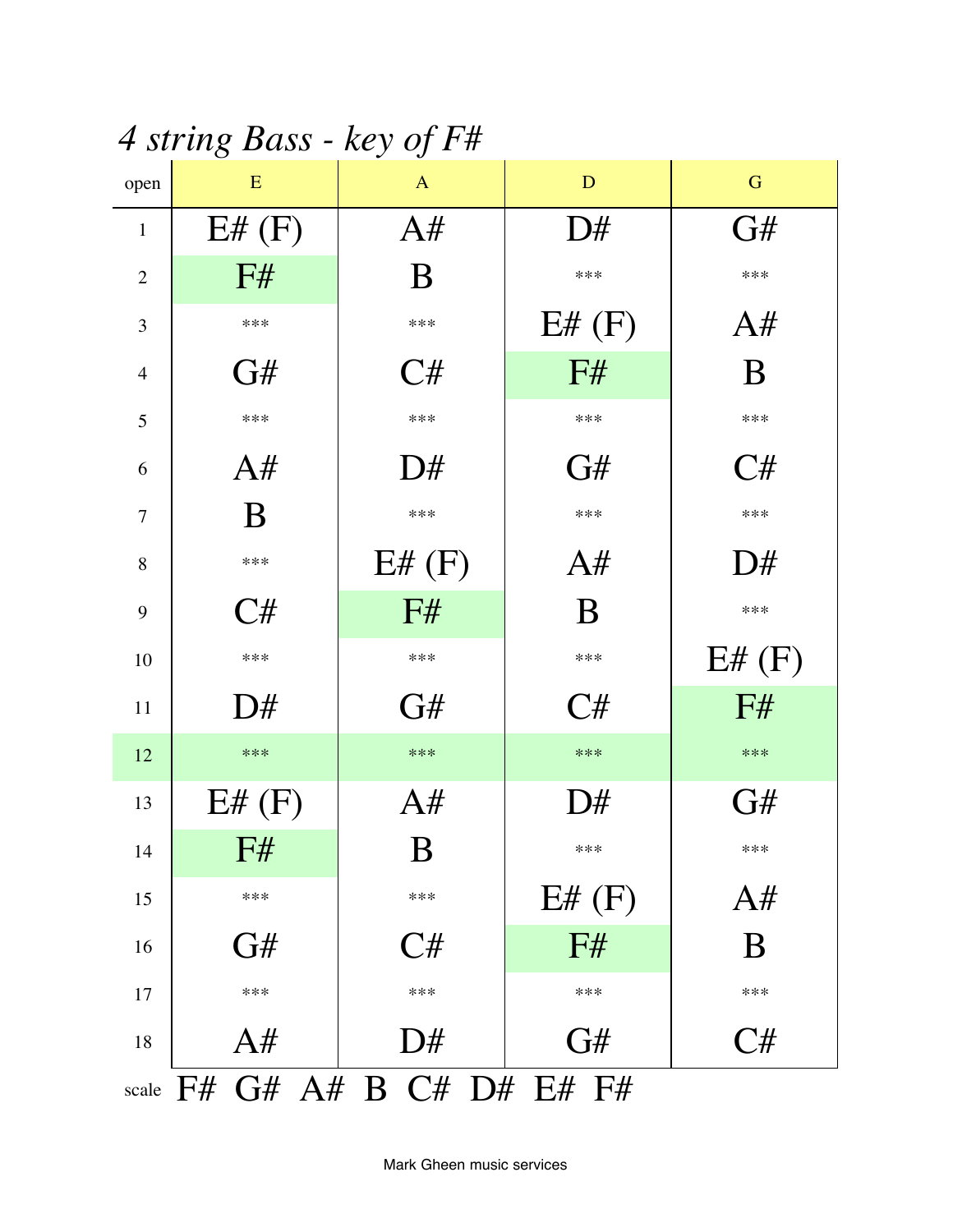# *4 string Bass - key of F#*

| open | E | A | D | G |
|---|---|---|---|---|
| 1 | E# (F) | A# | D# | G# |
| 2 | F# | B | *** | *** |
| 3 | *** | *** | E# (F) | A# |
| 4 | G# | C# | F# | B |
| 5 | *** | *** | *** | *** |
| 6 | A# | D# | G# | C# |
| 7 | B | *** | *** | *** |
| 8 | *** | E# (F) | A# | D# |
| 9 | C# | F# | B | *** |
| 10 | *** | *** | *** | E# (F) |
| 11 | D# | G# | C# | F# |
| 12 | *** | *** | *** | *** |
| 13 | E# (F) | A# | D# | G# |
| 14 | F# | B | *** | *** |
| 15 | *** | *** | E# (F) | A# |
| 16 | G# | C# | F# | B |
| 17 | *** | *** | *** | *** |
| 18 | A# | D# | G# | C# |

scale F# G# A# B C# D# E# F#

Mark Gheen music services